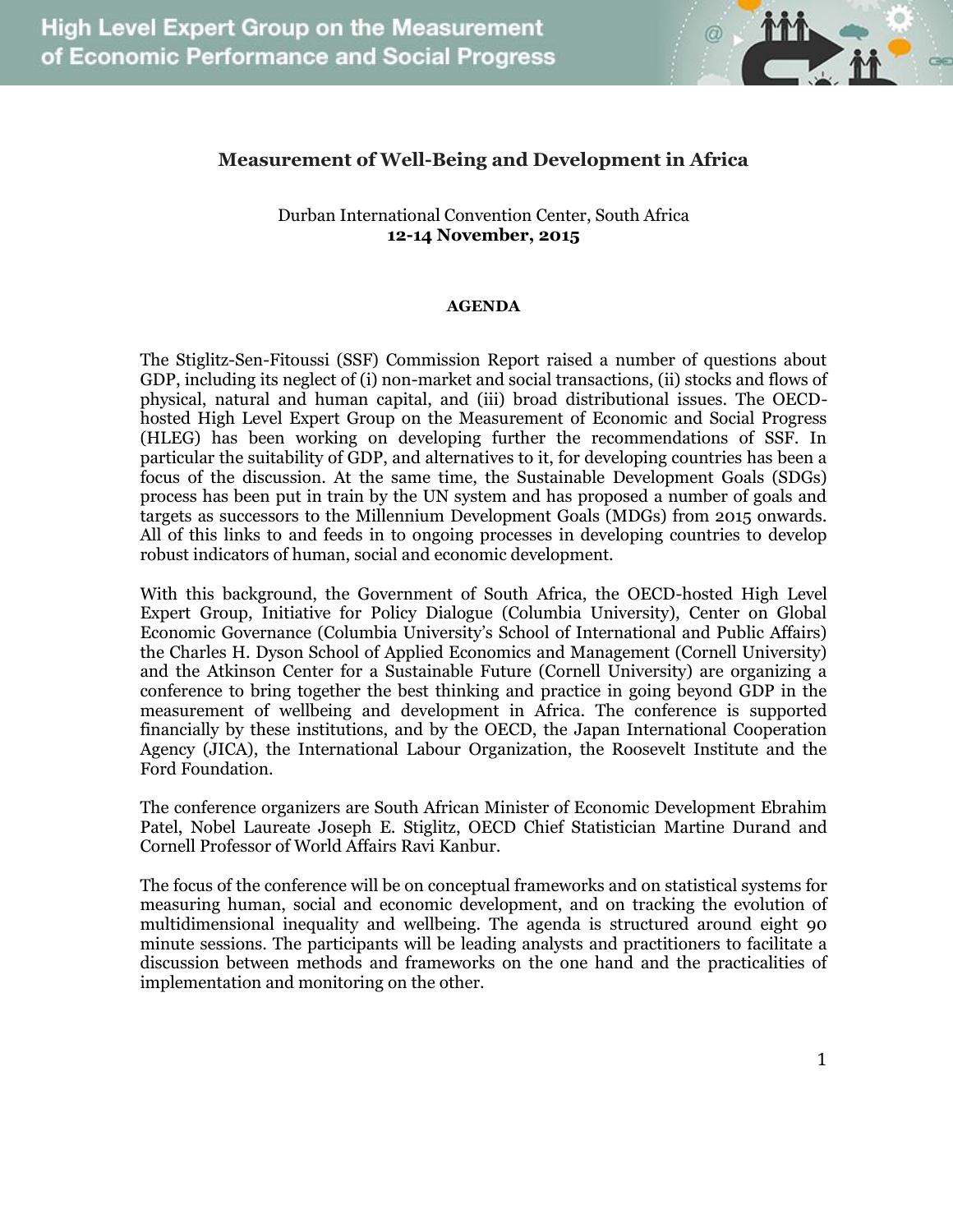# Measurement of Well-Being and Development in Africa

Durban International Convention Center, South Africa
**12-14 November, 2015**

## AGENDA

The Stiglitz-Sen-Fitoussi (SSF) Commission Report raised a number of questions about GDP, including its neglect of (i) non-market and social transactions, (ii) stocks and flows of physical, natural and human capital, and (iii) broad distributional issues. The OECD-hosted High Level Expert Group on the Measurement of Economic and Social Progress (HLEG) has been working on developing further the recommendations of SSF. In particular the suitability of GDP, and alternatives to it, for developing countries has been a focus of the discussion. At the same time, the Sustainable Development Goals (SDGs) process has been put in train by the UN system and has proposed a number of goals and targets as successors to the Millennium Development Goals (MDGs) from 2015 onwards. All of this links to and feeds in to ongoing processes in developing countries to develop robust indicators of human, social and economic development.

With this background, the Government of South Africa, the OECD-hosted High Level Expert Group, Initiative for Policy Dialogue (Columbia University), Center on Global Economic Governance (Columbia University's School of International and Public Affairs) the Charles H. Dyson School of Applied Economics and Management (Cornell University) and the Atkinson Center for a Sustainable Future (Cornell University) are organizing a conference to bring together the best thinking and practice in going beyond GDP in the measurement of wellbeing and development in Africa. The conference is supported financially by these institutions, and by the OECD, the Japan International Cooperation Agency (JICA), the International Labour Organization, the Roosevelt Institute and the Ford Foundation.

The conference organizers are South African Minister of Economic Development Ebrahim Patel, Nobel Laureate Joseph E. Stiglitz, OECD Chief Statistician Martine Durand and Cornell Professor of World Affairs Ravi Kanbur.

The focus of the conference will be on conceptual frameworks and on statistical systems for measuring human, social and economic development, and on tracking the evolution of multidimensional inequality and wellbeing. The agenda is structured around eight 90 minute sessions. The participants will be leading analysts and practitioners to facilitate a discussion between methods and frameworks on the one hand and the practicalities of implementation and monitoring on the other.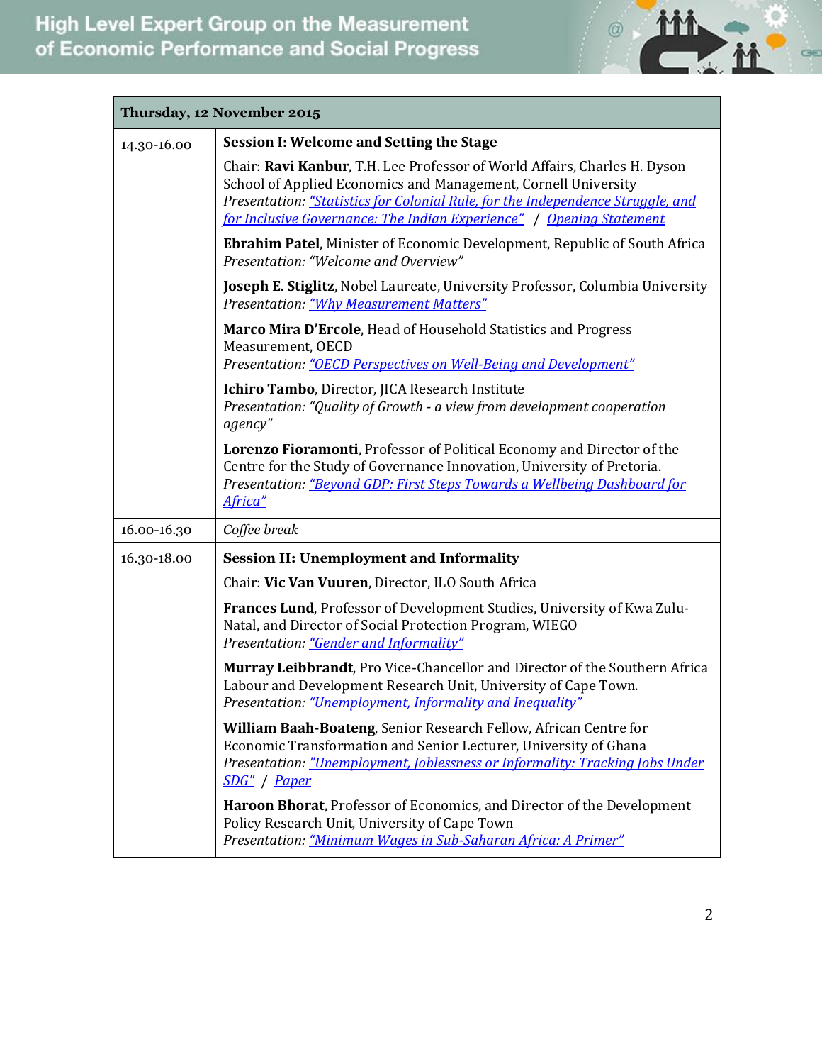| Thursday, 12 November 2015 | |
|---|---|
| 14.30-16.00 | **Session I: Welcome and Setting the Stage**<br><br>Chair: **Ravi Kanbur**, T.H. Lee Professor of World Affairs, Charles H. Dyson School of Applied Economics and Management, Cornell University<br>*Presentation: "Statistics for Colonial Rule, for the Independence Struggle, and for Inclusive Governance: The Indian Experience"* / *Opening Statement*<br><br>**Ebrahim Patel**, Minister of Economic Development, Republic of South Africa<br>*Presentation: "Welcome and Overview"*<br><br>**Joseph E. Stiglitz**, Nobel Laureate, University Professor, Columbia University<br>*Presentation: "Why Measurement Matters"*<br><br>**Marco Mira D'Ercole**, Head of Household Statistics and Progress Measurement, OECD<br>*Presentation: "OECD Perspectives on Well-Being and Development"*<br><br>**Ichiro Tambo**, Director, JICA Research Institute<br>*Presentation: "Quality of Growth - a view from development cooperation agency"*<br><br>**Lorenzo Fioramonti**, Professor of Political Economy and Director of the Centre for the Study of Governance Innovation, University of Pretoria.<br>*Presentation: "Beyond GDP: First Steps Towards a Wellbeing Dashboard for Africa"* |
| 16.00-16.30 | *Coffee break* |
| 16.30-18.00 | **Session II: Unemployment and Informality**<br><br>Chair: **Vic Van Vuuren**, Director, ILO South Africa<br><br>**Frances Lund**, Professor of Development Studies, University of Kwa Zulu-Natal, and Director of Social Protection Program, WIEGO<br>*Presentation: "Gender and Informality"*<br><br>**Murray Leibbrandt**, Pro Vice-Chancellor and Director of the Southern Africa Labour and Development Research Unit, University of Cape Town.<br>*Presentation: "Unemployment, Informality and Inequality"*<br><br>**William Baah-Boateng**, Senior Research Fellow, African Centre for Economic Transformation and Senior Lecturer, University of Ghana<br>*Presentation: "Unemployment, Joblessness or Informality: Tracking Jobs Under SDG"* / *Paper*<br><br>**Haroon Bhorat**, Professor of Economics, and Director of the Development Policy Research Unit, University of Cape Town<br>*Presentation: "Minimum Wages in Sub-Saharan Africa: A Primer"* |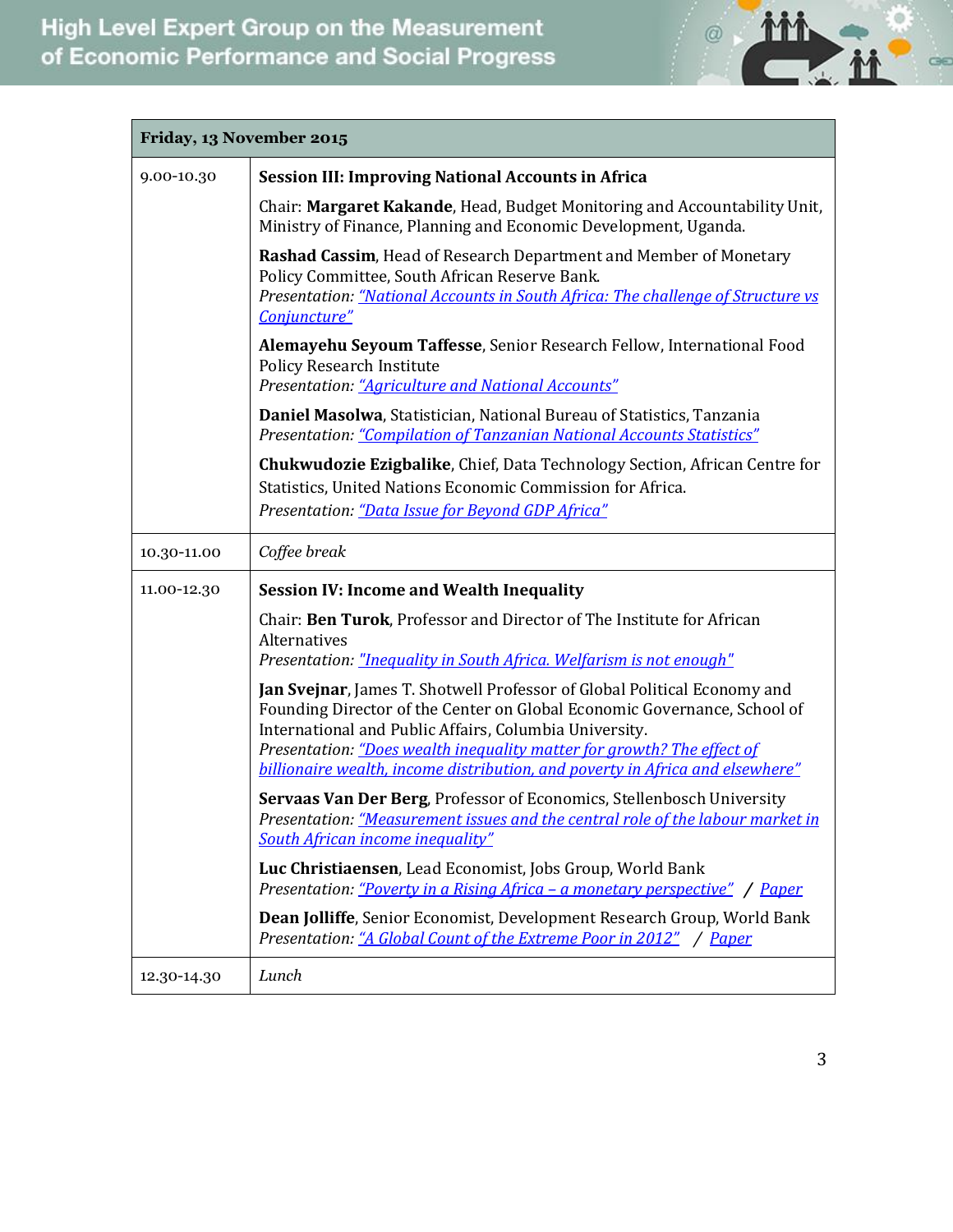| Friday, 13 November 2015 | |
|---|---|
| 9.00-10.30 | **Session III: Improving National Accounts in Africa**<br><br>Chair: **Margaret Kakande**, Head, Budget Monitoring and Accountability Unit, Ministry of Finance, Planning and Economic Development, Uganda.<br><br>**Rashad Cassim**, Head of Research Department and Member of Monetary Policy Committee, South African Reserve Bank.<br>*Presentation: "National Accounts in South Africa: The challenge of Structure vs Conjuncture"*<br><br>**Alemayehu Seyoum Taffesse**, Senior Research Fellow, International Food Policy Research Institute<br>*Presentation: "Agriculture and National Accounts"*<br><br>**Daniel Masolwa**, Statistician, National Bureau of Statistics, Tanzania<br>*Presentation: "Compilation of Tanzanian National Accounts Statistics"*<br><br>**Chukwudozie Ezigbalike**, Chief, Data Technology Section, African Centre for Statistics, United Nations Economic Commission for Africa.<br>*Presentation: "Data Issue for Beyond GDP Africa"* |
| 10.30-11.00 | *Coffee break* |
| 11.00-12.30 | **Session IV: Income and Wealth Inequality**<br><br>Chair: **Ben Turok**, Professor and Director of The Institute for African Alternatives<br>*Presentation: "Inequality in South Africa. Welfarism is not enough"*<br><br>**Jan Svejnar**, James T. Shotwell Professor of Global Political Economy and Founding Director of the Center on Global Economic Governance, School of International and Public Affairs, Columbia University.<br>*Presentation: "Does wealth inequality matter for growth? The effect of billionaire wealth, income distribution, and poverty in Africa and elsewhere"*<br><br>**Servaas Van Der Berg**, Professor of Economics, Stellenbosch University<br>*Presentation: "Measurement issues and the central role of the labour market in South African income inequality"*<br><br>**Luc Christiaensen**, Lead Economist, Jobs Group, World Bank<br>*Presentation: "Poverty in a Rising Africa – a monetary perspective" / Paper*<br><br>**Dean Jolliffe**, Senior Economist, Development Research Group, World Bank<br>*Presentation: "A Global Count of the Extreme Poor in 2012" / Paper* |
| 12.30-14.30 | *Lunch* |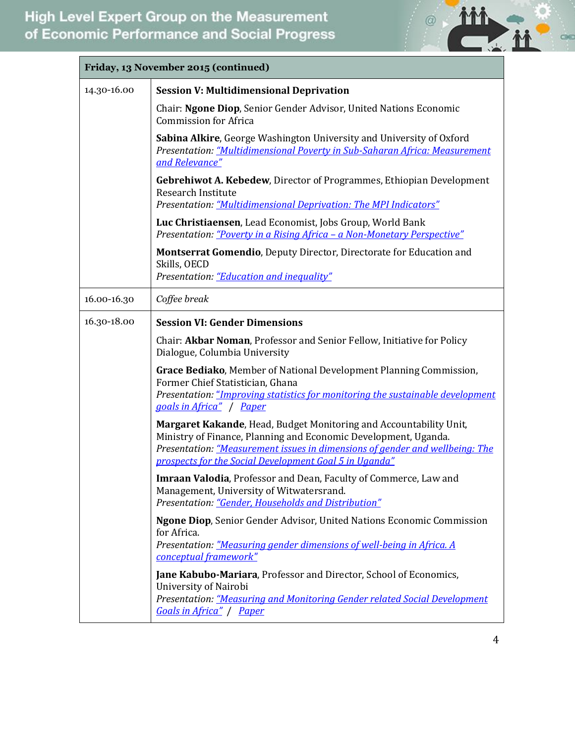| Friday, 13 November 2015 (continued) | |
|---|---|
| 14.30-16.00 | **Session V: Multidimensional Deprivation**<br><br>Chair: **Ngone Diop**, Senior Gender Advisor, United Nations Economic Commission for Africa<br><br>**Sabina Alkire**, George Washington University and University of Oxford<br>*Presentation: "Multidimensional Poverty in Sub-Saharan Africa: Measurement and Relevance"*<br><br>**Gebrehiwot A. Kebedew**, Director of Programmes, Ethiopian Development Research Institute<br>*Presentation: "Multidimensional Deprivation: The MPI Indicators"*<br><br>**Luc Christiaensen**, Lead Economist, Jobs Group, World Bank<br>*Presentation: "Poverty in a Rising Africa – a Non-Monetary Perspective"*<br><br>**Montserrat Gomendio**, Deputy Director, Directorate for Education and Skills, OECD<br>*Presentation: "Education and inequality"* |
| 16.00-16.30 | *Coffee break* |
| 16.30-18.00 | **Session VI: Gender Dimensions**<br><br>Chair: **Akbar Noman**, Professor and Senior Fellow, Initiative for Policy Dialogue, Columbia University<br><br>**Grace Bediako**, Member of National Development Planning Commission, Former Chief Statistician, Ghana<br>*Presentation: "Improving statistics for monitoring the sustainable development goals in Africa"* / *Paper*<br><br>**Margaret Kakande**, Head, Budget Monitoring and Accountability Unit, Ministry of Finance, Planning and Economic Development, Uganda.<br>*Presentation: "Measurement issues in dimensions of gender and wellbeing: The prospects for the Social Development Goal 5 in Uganda"*<br><br>**Imraan Valodia**, Professor and Dean, Faculty of Commerce, Law and Management, University of Witwatersrand.<br>*Presentation: "Gender, Households and Distribution"*<br><br>**Ngone Diop**, Senior Gender Advisor, United Nations Economic Commission for Africa.<br>*Presentation: "Measuring gender dimensions of well-being in Africa. A conceptual framework"*<br><br>**Jane Kabubo-Mariara**, Professor and Director, School of Economics, University of Nairobi<br>*Presentation: "Measuring and Monitoring Gender related Social Development Goals in Africa"* / *Paper* |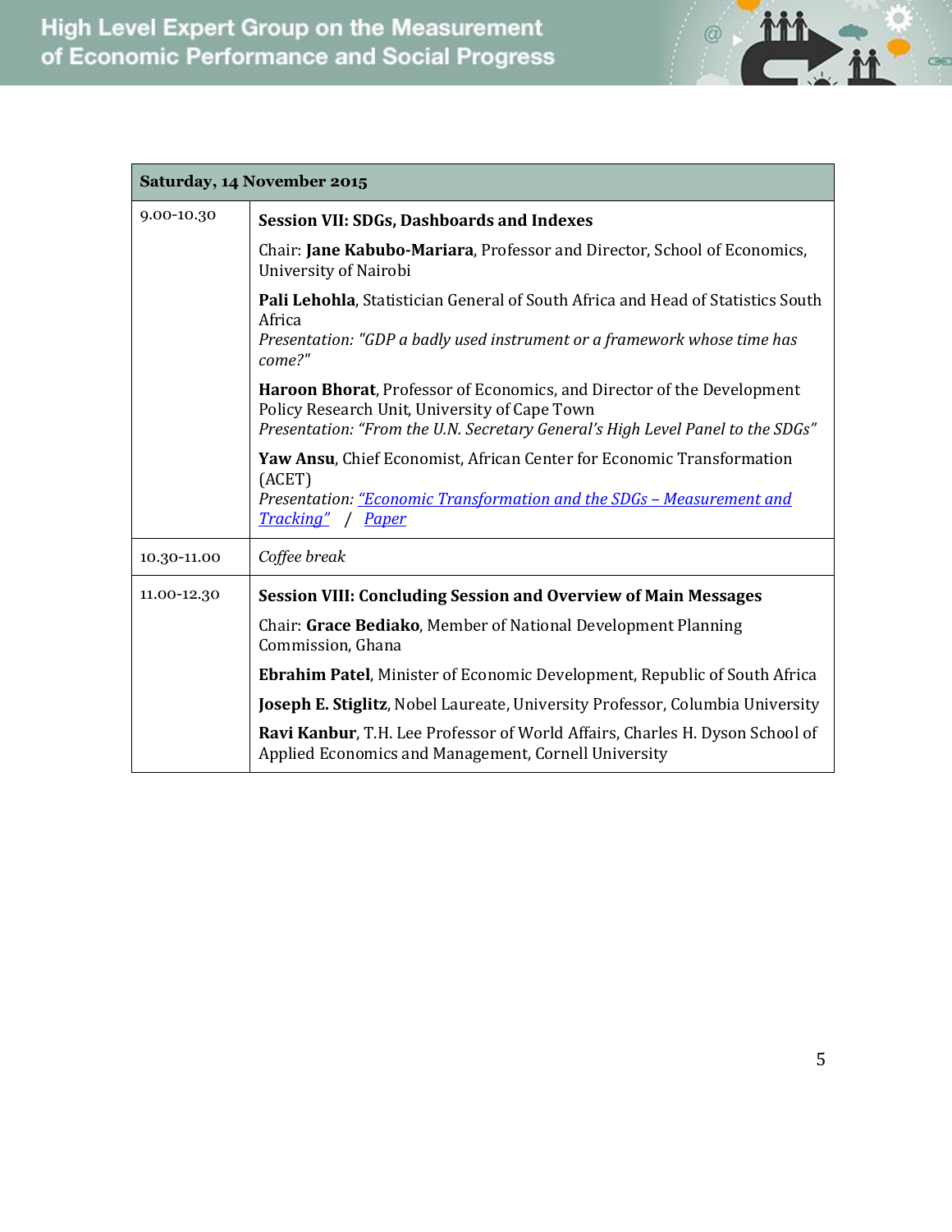| Saturday, 14 November 2015 | |
|---|---|
| 9.00-10.30 | **Session VII: SDGs, Dashboards and Indexes**<br><br>Chair: **Jane Kabubo-Mariara**, Professor and Director, School of Economics, University of Nairobi<br><br>**Pali Lehohla**, Statistician General of South Africa and Head of Statistics South Africa<br>*Presentation: "GDP a badly used instrument or a framework whose time has come?"*<br><br>**Haroon Bhorat**, Professor of Economics, and Director of the Development Policy Research Unit, University of Cape Town<br>*Presentation: "From the U.N. Secretary General's High Level Panel to the SDGs"*<br><br>**Yaw Ansu**, Chief Economist, African Center for Economic Transformation (ACET)<br>*Presentation: "Economic Transformation and the SDGs – Measurement and Tracking" / Paper* |
| 10.30-11.00 | *Coffee break* |
| 11.00-12.30 | **Session VIII: Concluding Session and Overview of Main Messages**<br><br>Chair: **Grace Bediako**, Member of National Development Planning Commission, Ghana<br><br>**Ebrahim Patel**, Minister of Economic Development, Republic of South Africa<br><br>**Joseph E. Stiglitz**, Nobel Laureate, University Professor, Columbia University<br><br>**Ravi Kanbur**, T.H. Lee Professor of World Affairs, Charles H. Dyson School of Applied Economics and Management, Cornell University |